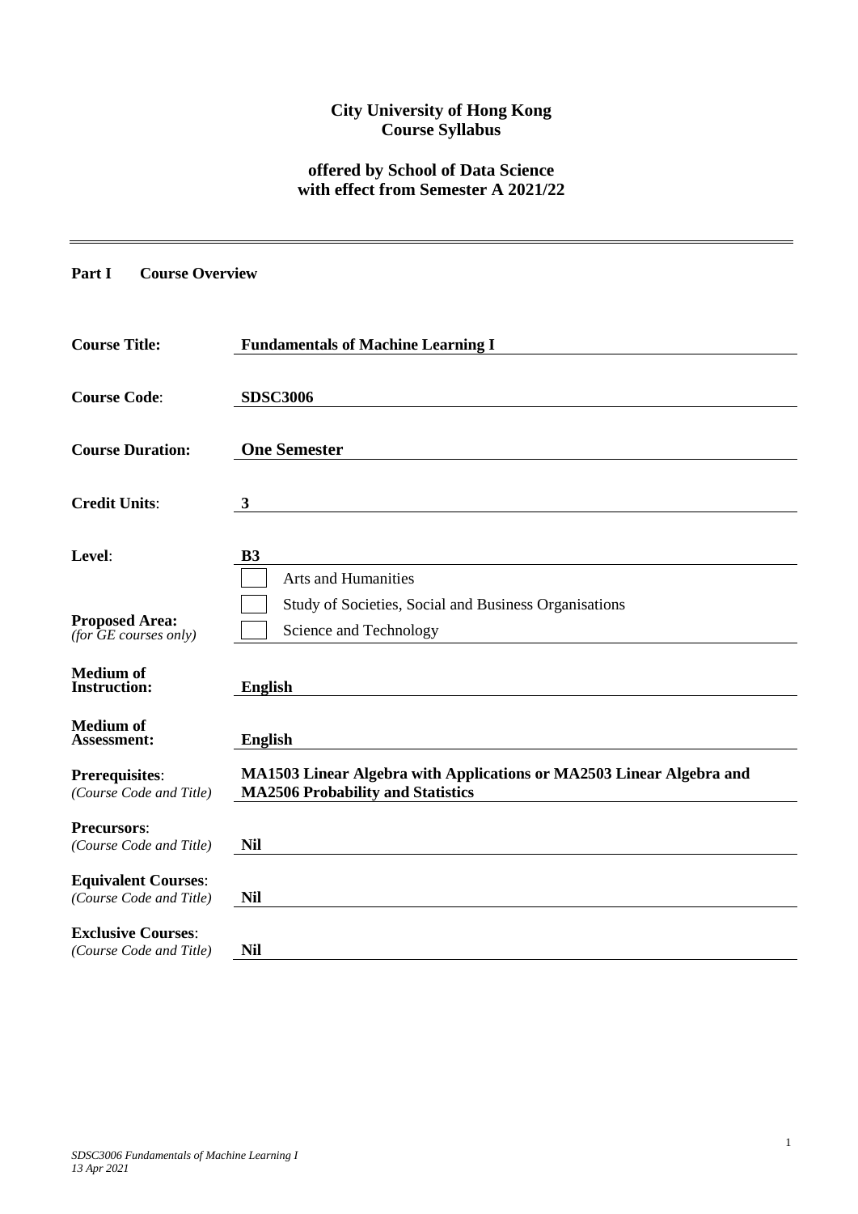**City University of Hong Kong**
**Course Syllabus**

**offered by School of Data Science**
**with effect from Semester A 2021/22**

---

**Part I Course Overview**

| | |
|---|---|
| **Course Title:** | **Fundamentals of Machine Learning I** |
| **Course Code**: | **SDSC3006** |
| **Course Duration:** | **One Semester** |
| **Credit Units**: | **3** |
| **Level**: | **B3** |
| **Proposed Area:** *(for GE courses only)* | ☐ Arts and Humanities<br>☐ Study of Societies, Social and Business Organisations<br>☐ Science and Technology |
| **Medium of Instruction:** | **English** |
| **Medium of Assessment:** | **English** |
| **Prerequisites**: *(Course Code and Title)* | **MA1503 Linear Algebra with Applications or MA2503 Linear Algebra and MA2506 Probability and Statistics** |
| **Precursors**: *(Course Code and Title)* | **Nil** |
| **Equivalent Courses**: *(Course Code and Title)* | **Nil** |
| **Exclusive Courses**: *(Course Code and Title)* | **Nil** |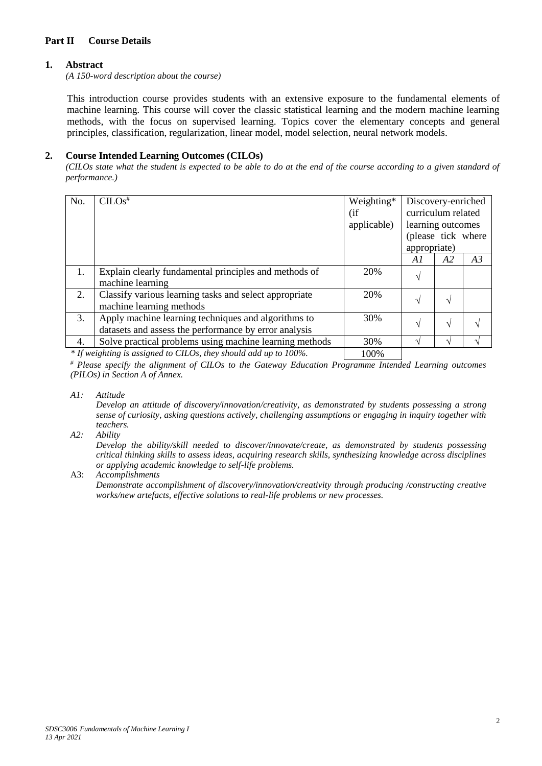## Part II Course Details

### 1. Abstract

*(A 150-word description about the course)*

This introduction course provides students with an extensive exposure to the fundamental elements of machine learning. This course will cover the classic statistical learning and the modern machine learning methods, with the focus on supervised learning. Topics cover the elementary concepts and general principles, classification, regularization, linear model, model selection, neural network models.

### 2. Course Intended Learning Outcomes (CILOs)

*(CILOs state what the student is expected to be able to do at the end of the course according to a given standard of performance.)*

| No. | CILOs[#] | Weighting* (if applicable) | Discovery-enriched curriculum related learning outcomes (please tick where appropriate) | | |
|---|---|---|---|---|---|
| | | | *A1* | *A2* | *A3* |
| 1. | Explain clearly fundamental principles and methods of machine learning | 20% | √ | | |
| 2. | Classify various learning tasks and select appropriate machine learning methods | 20% | √ | √ | |
| 3. | Apply machine learning techniques and algorithms to datasets and assess the performance by error analysis | 30% | √ | √ | √ |
| 4. | Solve practical problems using machine learning methods | 30% | √ | √ | √ |
| | | 100% | | | |

*\* If weighting is assigned to CILOs, they should add up to 100%.*

*[#] Please specify the alignment of CILOs to the Gateway Education Programme Intended Learning outcomes (PILOs) in Section A of Annex.*

*A1: Attitude*
*Develop an attitude of discovery/innovation/creativity, as demonstrated by students possessing a strong sense of curiosity, asking questions actively, challenging assumptions or engaging in inquiry together with teachers.*

*A2: Ability*
*Develop the ability/skill needed to discover/innovate/create, as demonstrated by students possessing critical thinking skills to assess ideas, acquiring research skills, synthesizing knowledge across disciplines or applying academic knowledge to self-life problems.*

A3: *Accomplishments*
*Demonstrate accomplishment of discovery/innovation/creativity through producing /constructing creative works/new artefacts, effective solutions to real-life problems or new processes.*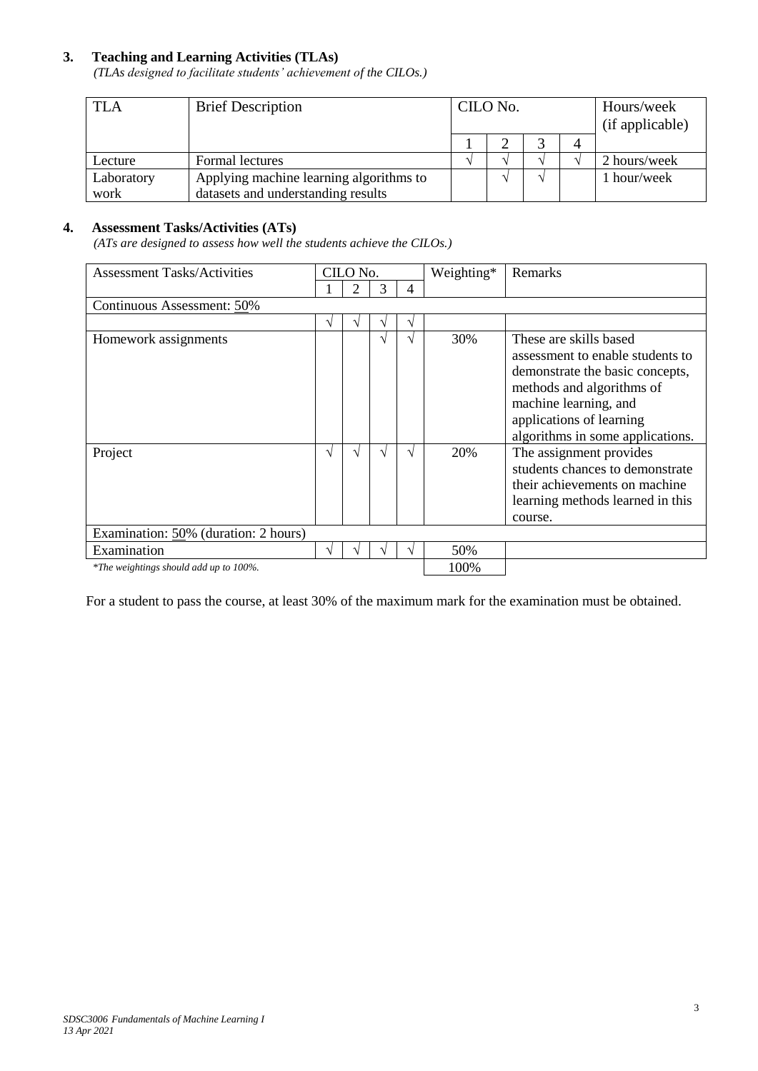### 3. Teaching and Learning Activities (TLAs)

*(TLAs designed to facilitate students' achievement of the CILOs.)*

| TLA | Brief Description | CILO No. | | | | Hours/week (if applicable) |
|---|---|---|---|---|---|---|
| | | 1 | 2 | 3 | 4 | |
| Lecture | Formal lectures | √ | √ | √ | √ | 2 hours/week |
| Laboratory work | Applying machine learning algorithms to datasets and understanding results | | √ | √ | | 1 hour/week |

### 4. Assessment Tasks/Activities (ATs)

*(ATs are designed to assess how well the students achieve the CILOs.)*

| Assessment Tasks/Activities | CILO No. | | | | Weighting* | Remarks |
|---|---|---|---|---|---|---|
| | 1 | 2 | 3 | 4 | | |
| Continuous Assessment: 50% | | | | | | |
| | √ | √ | √ | √ | | |
| Homework assignments | | | √ | √ | 30% | These are skills based assessment to enable students to demonstrate the basic concepts, methods and algorithms of machine learning, and applications of learning algorithms in some applications. |
| Project | √ | √ | √ | √ | 20% | The assignment provides students chances to demonstrate their achievements on machine learning methods learned in this course. |
| Examination: 50% (duration: 2 hours) | | | | | | |
| Examination | √ | √ | √ | √ | 50% | |
| *\*The weightings should add up to 100%.* | | | | | 100% | |

For a student to pass the course, at least 30% of the maximum mark for the examination must be obtained.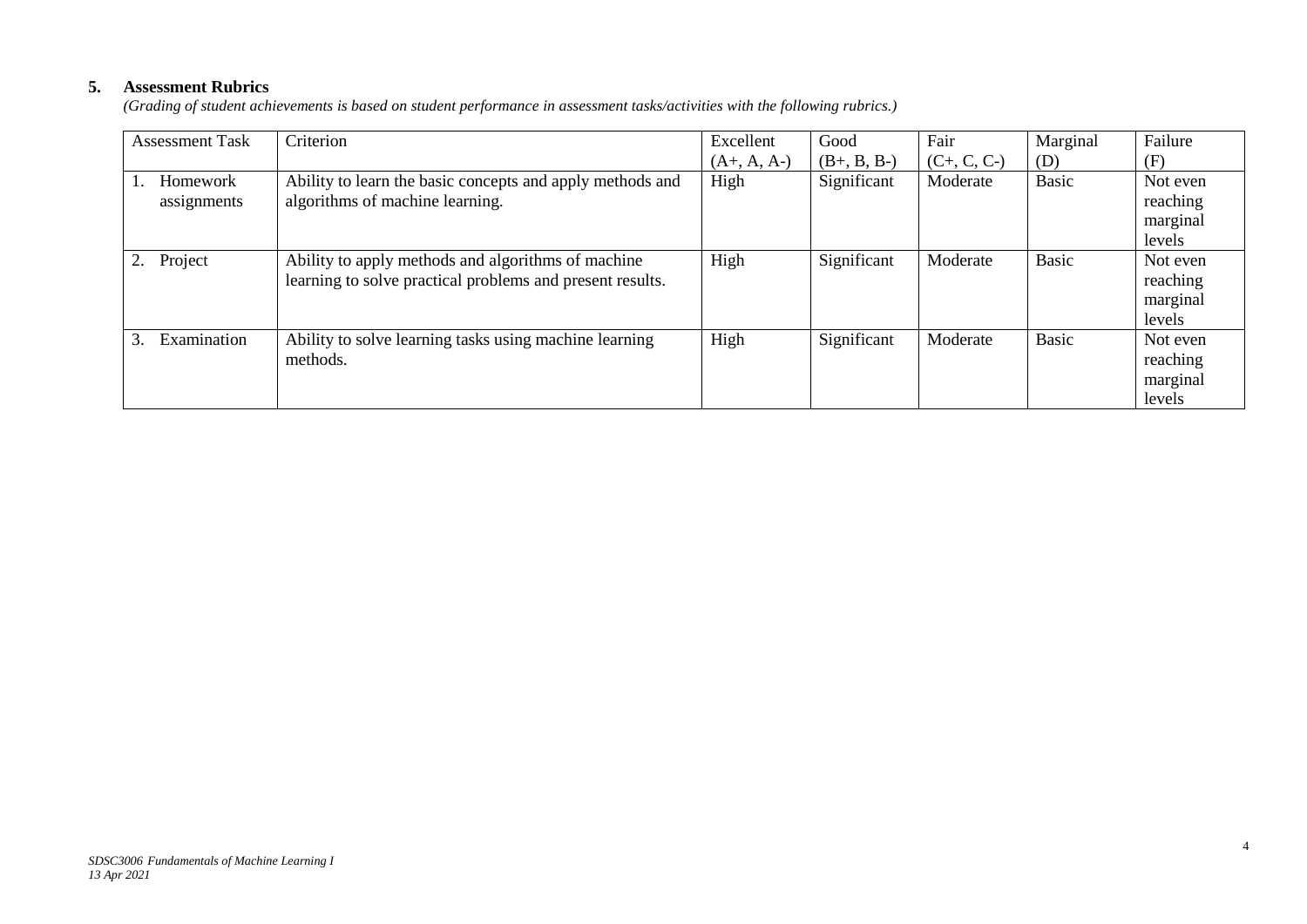## 5. Assessment Rubrics

*(Grading of student achievements is based on student performance in assessment tasks/activities with the following rubrics.)*

| Assessment Task | Criterion | Excellent (A+, A, A-) | Good (B+, B, B-) | Fair (C+, C, C-) | Marginal (D) | Failure (F) |
|---|---|---|---|---|---|---|
| 1. Homework assignments | Ability to learn the basic concepts and apply methods and algorithms of machine learning. | High | Significant | Moderate | Basic | Not even reaching marginal levels |
| 2. Project | Ability to apply methods and algorithms of machine learning to solve practical problems and present results. | High | Significant | Moderate | Basic | Not even reaching marginal levels |
| 3. Examination | Ability to solve learning tasks using machine learning methods. | High | Significant | Moderate | Basic | Not even reaching marginal levels |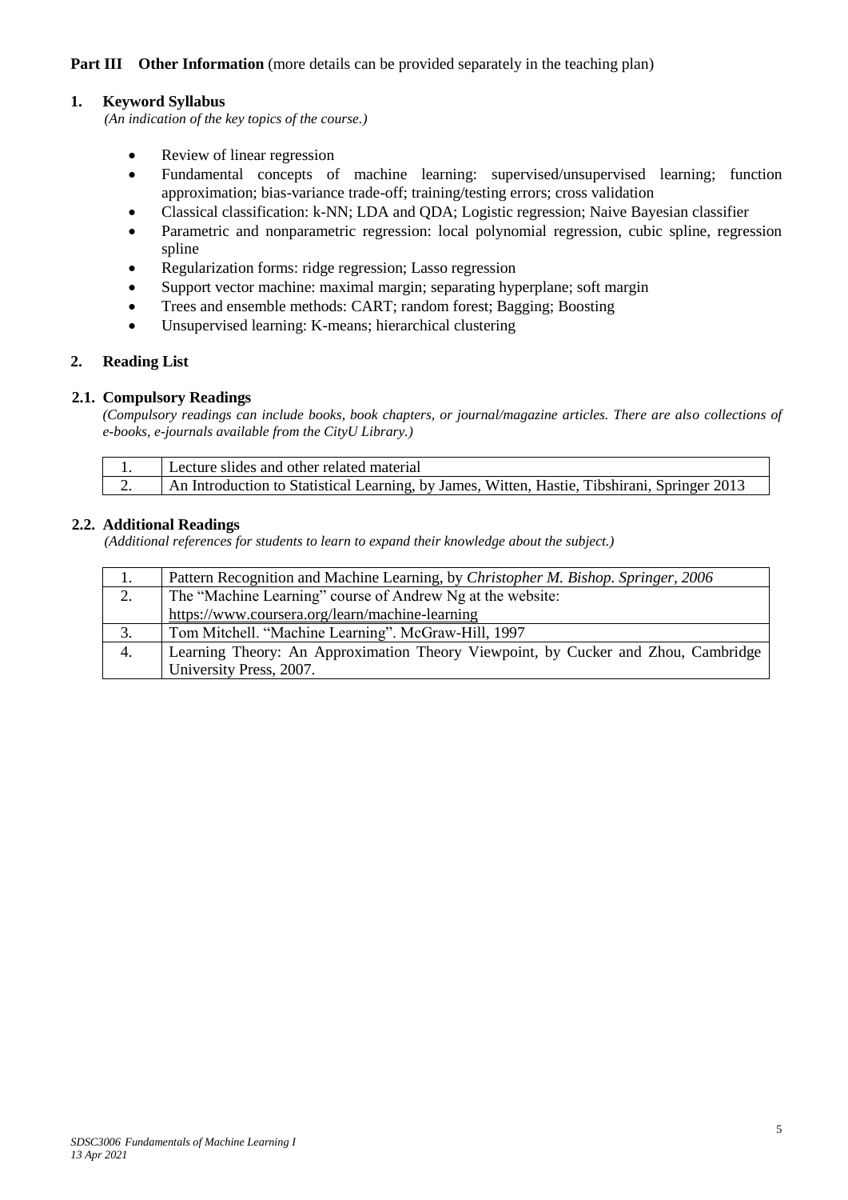**Part III Other Information** (more details can be provided separately in the teaching plan)

## 1. Keyword Syllabus

*(An indication of the key topics of the course.)*

- Review of linear regression
- Fundamental concepts of machine learning: supervised/unsupervised learning; function approximation; bias-variance trade-off; training/testing errors; cross validation
- Classical classification: k-NN; LDA and QDA; Logistic regression; Naive Bayesian classifier
- Parametric and nonparametric regression: local polynomial regression, cubic spline, regression spline
- Regularization forms: ridge regression; Lasso regression
- Support vector machine: maximal margin; separating hyperplane; soft margin
- Trees and ensemble methods: CART; random forest; Bagging; Boosting
- Unsupervised learning: K-means; hierarchical clustering

## 2. Reading List

### 2.1. Compulsory Readings

*(Compulsory readings can include books, book chapters, or journal/magazine articles. There are also collections of e-books, e-journals available from the CityU Library.)*

| | |
|---|---|
| 1. | Lecture slides and other related material |
| 2. | An Introduction to Statistical Learning, by James, Witten, Hastie, Tibshirani, Springer 2013 |

### 2.2. Additional Readings

*(Additional references for students to learn to expand their knowledge about the subject.)*

| | |
|---|---|
| 1. | Pattern Recognition and Machine Learning, by *Christopher M. Bishop. Springer, 2006* |
| 2. | The "Machine Learning" course of Andrew Ng at the website: https://www.coursera.org/learn/machine-learning |
| 3. | Tom Mitchell. "Machine Learning". McGraw-Hill, 1997 |
| 4. | Learning Theory: An Approximation Theory Viewpoint, by Cucker and Zhou, Cambridge University Press, 2007. |